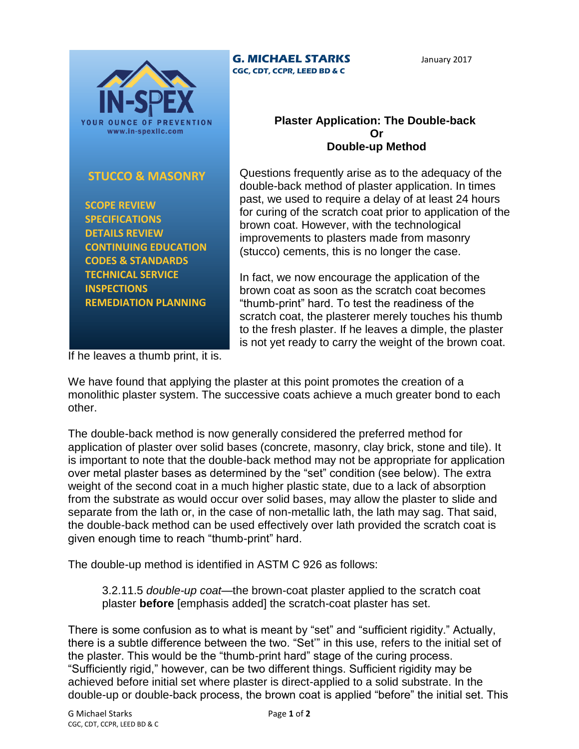**IN-SPEX**

YOUR OUNCE OF PREVENTION
www.in-spexllc.com

**STUCCO & MASONRY**

- SCOPE REVIEW
- SPECIFICATIONS
- DETAILS REVIEW
- CONTINUING EDUCATION
- CODES & STANDARDS
- TECHNICAL SERVICE
- INSPECTIONS
- REMEDIATION PLANNING

**G. MICHAEL STARKS**
**CGC, CDT, CCPR, LEED BD & C**

January 2017

## Plaster Application: The Double-back Or Double-up Method

Questions frequently arise as to the adequacy of the double-back method of plaster application. In times past, we used to require a delay of at least 24 hours for curing of the scratch coat prior to application of the brown coat. However, with the technological improvements to plasters made from masonry (stucco) cements, this is no longer the case.

In fact, we now encourage the application of the brown coat as soon as the scratch coat becomes "thumb-print" hard. To test the readiness of the scratch coat, the plasterer merely touches his thumb to the fresh plaster. If he leaves a dimple, the plaster is not yet ready to carry the weight of the brown coat. If he leaves a thumb print, it is.

We have found that applying the plaster at this point promotes the creation of a monolithic plaster system. The successive coats achieve a much greater bond to each other.

The double-back method is now generally considered the preferred method for application of plaster over solid bases (concrete, masonry, clay brick, stone and tile). It is important to note that the double-back method may not be appropriate for application over metal plaster bases as determined by the "set" condition (see below). The extra weight of the second coat in a much higher plastic state, due to a lack of absorption from the substrate as would occur over solid bases, may allow the plaster to slide and separate from the lath or, in the case of non-metallic lath, the lath may sag. That said, the double-back method can be used effectively over lath provided the scratch coat is given enough time to reach "thumb-print" hard.

The double-up method is identified in ASTM C 926 as follows:

> 3.2.11.5 *double-up coat*—the brown-coat plaster applied to the scratch coat plaster **before** [emphasis added] the scratch-coat plaster has set.

There is some confusion as to what is meant by "set" and "sufficient rigidity." Actually, there is a subtle difference between the two. "Set'" in this use, refers to the initial set of the plaster. This would be the "thumb-print hard" stage of the curing process. "Sufficiently rigid," however, can be two different things. Sufficient rigidity may be achieved before initial set where plaster is direct-applied to a solid substrate. In the double-up or double-back process, the brown coat is applied "before" the initial set. This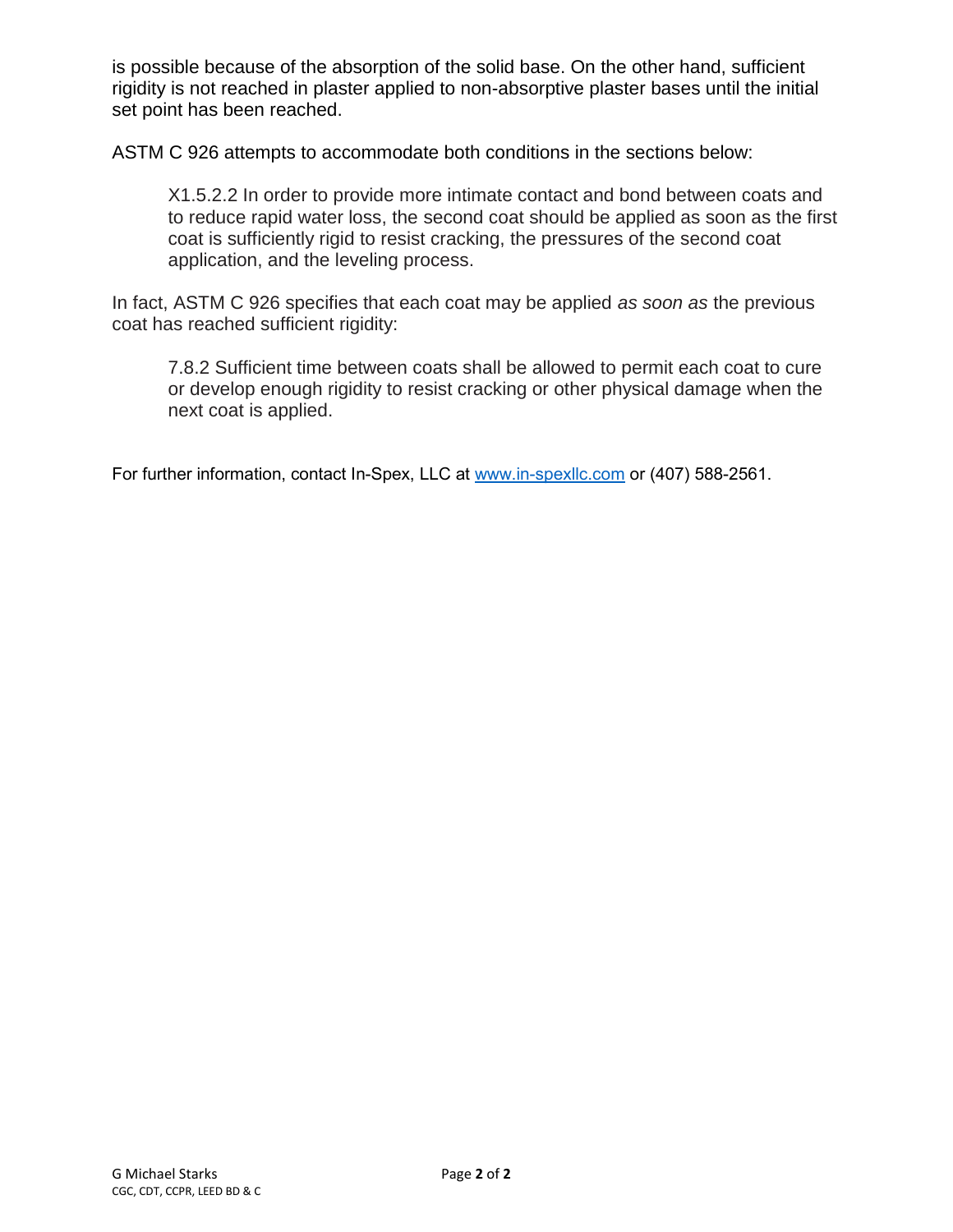is possible because of the absorption of the solid base. On the other hand, sufficient rigidity is not reached in plaster applied to non-absorptive plaster bases until the initial set point has been reached.

ASTM C 926 attempts to accommodate both conditions in the sections below:

> X1.5.2.2 In order to provide more intimate contact and bond between coats and to reduce rapid water loss, the second coat should be applied as soon as the first coat is sufficiently rigid to resist cracking, the pressures of the second coat application, and the leveling process.

In fact, ASTM C 926 specifies that each coat may be applied *as soon as* the previous coat has reached sufficient rigidity:

> 7.8.2 Sufficient time between coats shall be allowed to permit each coat to cure or develop enough rigidity to resist cracking or other physical damage when the next coat is applied.

For further information, contact In-Spex, LLC at [www.in-spexllc.com](http://www.in-spexllc.com) or (407) 588-2561.

G Michael Starks
CGC, CDT, CCPR, LEED BD & C